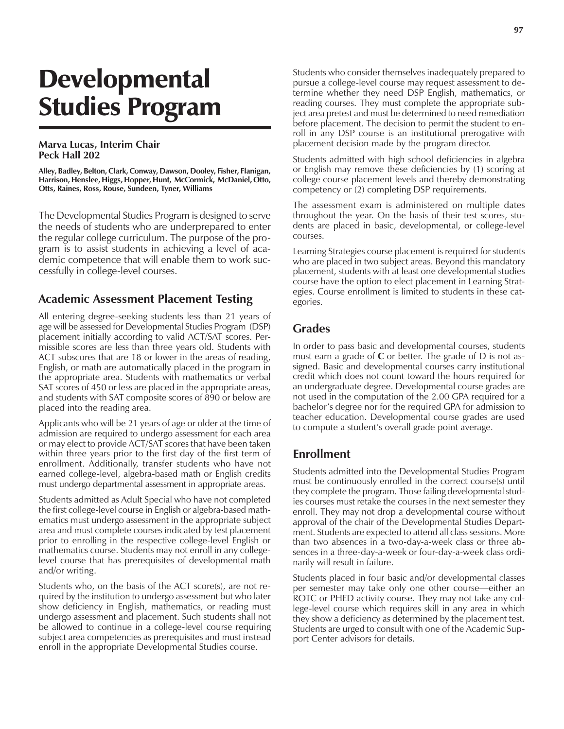# Developmental Studies Program

**Marva Lucas, Interim Chair**
**Peck Hall 202**

**Alley, Badley, Belton, Clark, Conway, Dawson, Dooley, Fisher, Flanigan, Harrison, Henslee, Higgs, Hopper, Hunt, McCormick, McDaniel, Otto, Otts, Raines, Ross, Rouse, Sundeen, Tyner, Williams**

The Developmental Studies Program is designed to serve the needs of students who are underprepared to enter the regular college curriculum. The purpose of the program is to assist students in achieving a level of academic competence that will enable them to work successfully in college-level courses.

## Academic Assessment Placement Testing

All entering degree-seeking students less than 21 years of age will be assessed for Developmental Studies Program (DSP) placement initially according to valid ACT/SAT scores. Permissible scores are less than three years old. Students with ACT subscores that are 18 or lower in the areas of reading, English, or math are automatically placed in the program in the appropriate area. Students with mathematics or verbal SAT scores of 450 or less are placed in the appropriate areas, and students with SAT composite scores of 890 or below are placed into the reading area.

Applicants who will be 21 years of age or older at the time of admission are required to undergo assessment for each area or may elect to provide ACT/SAT scores that have been taken within three years prior to the first day of the first term of enrollment. Additionally, transfer students who have not earned college-level, algebra-based math or English credits must undergo departmental assessment in appropriate areas.

Students admitted as Adult Special who have not completed the first college-level course in English or algebra-based mathematics must undergo assessment in the appropriate subject area and must complete courses indicated by test placement prior to enrolling in the respective college-level English or mathematics course. Students may not enroll in any college-level course that has prerequisites of developmental math and/or writing.

Students who, on the basis of the ACT score(s), are not required by the institution to undergo assessment but who later show deficiency in English, mathematics, or reading must undergo assessment and placement. Such students shall not be allowed to continue in a college-level course requiring subject area competencies as prerequisites and must instead enroll in the appropriate Developmental Studies course.

Students who consider themselves inadequately prepared to pursue a college-level course may request assessment to determine whether they need DSP English, mathematics, or reading courses. They must complete the appropriate subject area pretest and must be determined to need remediation before placement. The decision to permit the student to enroll in any DSP course is an institutional prerogative with placement decision made by the program director.

Students admitted with high school deficiencies in algebra or English may remove these deficiencies by (1) scoring at college course placement levels and thereby demonstrating competency or (2) completing DSP requirements.

The assessment exam is administered on multiple dates throughout the year. On the basis of their test scores, students are placed in basic, developmental, or college-level courses.

Learning Strategies course placement is required for students who are placed in two subject areas. Beyond this mandatory placement, students with at least one developmental studies course have the option to elect placement in Learning Strategies. Course enrollment is limited to students in these categories.

## Grades

In order to pass basic and developmental courses, students must earn a grade of **C** or better. The grade of D is not assigned. Basic and developmental courses carry institutional credit which does not count toward the hours required for an undergraduate degree. Developmental course grades are not used in the computation of the 2.00 GPA required for a bachelor's degree nor for the required GPA for admission to teacher education. Developmental course grades are used to compute a student's overall grade point average.

## Enrollment

Students admitted into the Developmental Studies Program must be continuously enrolled in the correct course(s) until they complete the program. Those failing developmental studies courses must retake the courses in the next semester they enroll. They may not drop a developmental course without approval of the chair of the Developmental Studies Department. Students are expected to attend all class sessions. More than two absences in a two-day-a-week class or three absences in a three-day-a-week or four-day-a-week class ordinarily will result in failure.

Students placed in four basic and/or developmental classes per semester may take only one other course—either an ROTC or PHED activity course. They may not take any college-level course which requires skill in any area in which they show a deficiency as determined by the placement test. Students are urged to consult with one of the Academic Support Center advisors for details.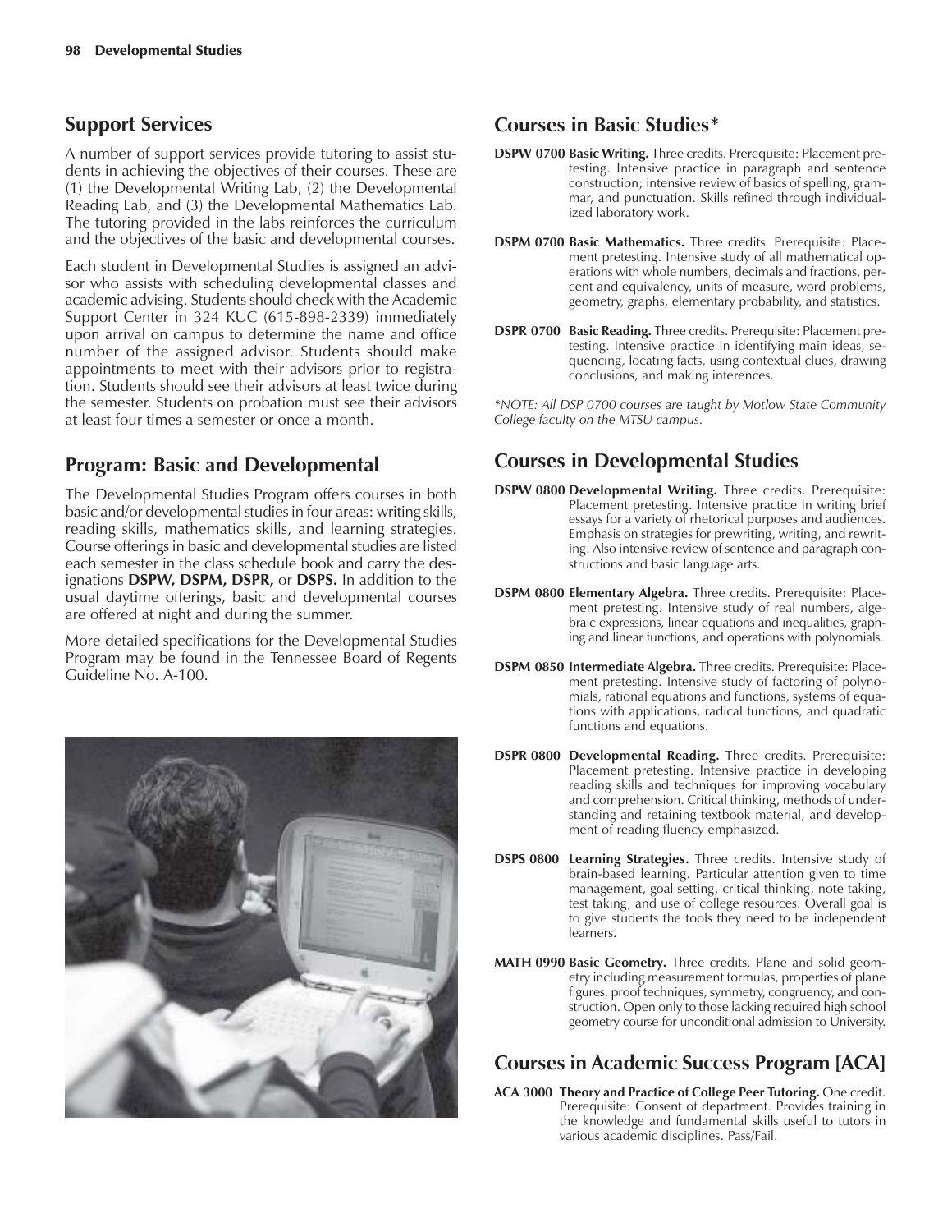## Support Services

A number of support services provide tutoring to assist students in achieving the objectives of their courses. These are (1) the Developmental Writing Lab, (2) the Developmental Reading Lab, and (3) the Developmental Mathematics Lab. The tutoring provided in the labs reinforces the curriculum and the objectives of the basic and developmental courses.

Each student in Developmental Studies is assigned an advisor who assists with scheduling developmental classes and academic advising. Students should check with the Academic Support Center in 324 KUC (615-898-2339) immediately upon arrival on campus to determine the name and office number of the assigned advisor. Students should make appointments to meet with their advisors prior to registration. Students should see their advisors at least twice during the semester. Students on probation must see their advisors at least four times a semester or once a month.

## Program: Basic and Developmental

The Developmental Studies Program offers courses in both basic and/or developmental studies in four areas: writing skills, reading skills, mathematics skills, and learning strategies. Course offerings in basic and developmental studies are listed each semester in the class schedule book and carry the designations **DSPW, DSPM, DSPR,** or **DSPS.** In addition to the usual daytime offerings, basic and developmental courses are offered at night and during the summer.

More detailed specifications for the Developmental Studies Program may be found in the Tennessee Board of Regents Guideline No. A-100.

## Courses in Basic Studies*

**DSPW 0700 Basic Writing.** Three credits. Prerequisite: Placement pretesting. Intensive practice in paragraph and sentence construction; intensive review of basics of spelling, grammar, and punctuation. Skills refined through individualized laboratory work.

**DSPM 0700 Basic Mathematics.** Three credits. Prerequisite: Placement pretesting. Intensive study of all mathematical operations with whole numbers, decimals and fractions, percent and equivalency, units of measure, word problems, geometry, graphs, elementary probability, and statistics.

**DSPR 0700 Basic Reading.** Three credits. Prerequisite: Placement pretesting. Intensive practice in identifying main ideas, sequencing, locating facts, using contextual clues, drawing conclusions, and making inferences.

*\*NOTE: All DSP 0700 courses are taught by Motlow State Community College faculty on the MTSU campus.*

## Courses in Developmental Studies

**DSPW 0800 Developmental Writing.** Three credits. Prerequisite: Placement pretesting. Intensive practice in writing brief essays for a variety of rhetorical purposes and audiences. Emphasis on strategies for prewriting, writing, and rewriting. Also intensive review of sentence and paragraph constructions and basic language arts.

**DSPM 0800 Elementary Algebra.** Three credits. Prerequisite: Placement pretesting. Intensive study of real numbers, algebraic expressions, linear equations and inequalities, graphing and linear functions, and operations with polynomials.

**DSPM 0850 Intermediate Algebra.** Three credits. Prerequisite: Placement pretesting. Intensive study of factoring of polynomials, rational equations and functions, systems of equations with applications, radical functions, and quadratic functions and equations.

**DSPR 0800 Developmental Reading.** Three credits. Prerequisite: Placement pretesting. Intensive practice in developing reading skills and techniques for improving vocabulary and comprehension. Critical thinking, methods of understanding and retaining textbook material, and development of reading fluency emphasized.

**DSPS 0800 Learning Strategies.** Three credits. Intensive study of brain-based learning. Particular attention given to time management, goal setting, critical thinking, note taking, test taking, and use of college resources. Overall goal is to give students the tools they need to be independent learners.

**MATH 0990 Basic Geometry.** Three credits. Plane and solid geometry including measurement formulas, properties of plane figures, proof techniques, symmetry, congruency, and construction. Open only to those lacking required high school geometry course for unconditional admission to University.

## Courses in Academic Success Program [ACA]

**ACA 3000 Theory and Practice of College Peer Tutoring.** One credit. Prerequisite: Consent of department. Provides training in the knowledge and fundamental skills useful to tutors in various academic disciplines. Pass/Fail.